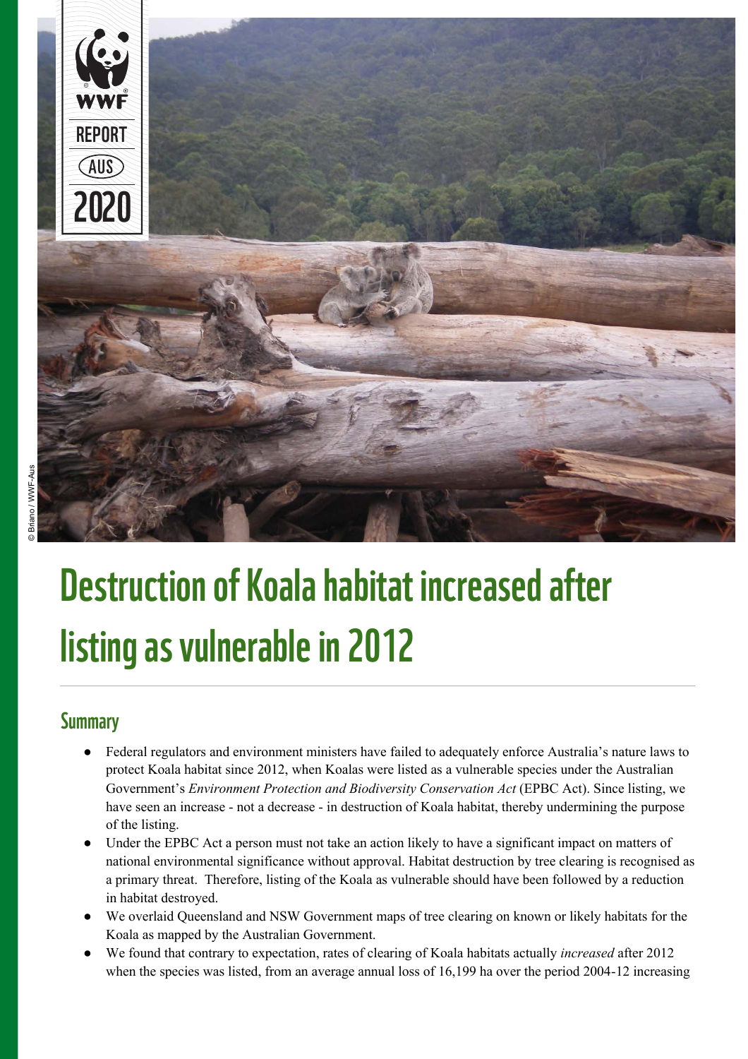WWF REPORT AUS 2020

© Briano / WWF-Aus

# Destruction of Koala habitat increased after listing as vulnerable in 2012

## Summary

- Federal regulators and environment ministers have failed to adequately enforce Australia's nature laws to protect Koala habitat since 2012, when Koalas were listed as a vulnerable species under the Australian Government's *Environment Protection and Biodiversity Conservation Act* (EPBC Act). Since listing, we have seen an increase - not a decrease - in destruction of Koala habitat, thereby undermining the purpose of the listing.
- Under the EPBC Act a person must not take an action likely to have a significant impact on matters of national environmental significance without approval. Habitat destruction by tree clearing is recognised as a primary threat. Therefore, listing of the Koala as vulnerable should have been followed by a reduction in habitat destroyed.
- We overlaid Queensland and NSW Government maps of tree clearing on known or likely habitats for the Koala as mapped by the Australian Government.
- We found that contrary to expectation, rates of clearing of Koala habitats actually *increased* after 2012 when the species was listed, from an average annual loss of 16,199 ha over the period 2004-12 increasing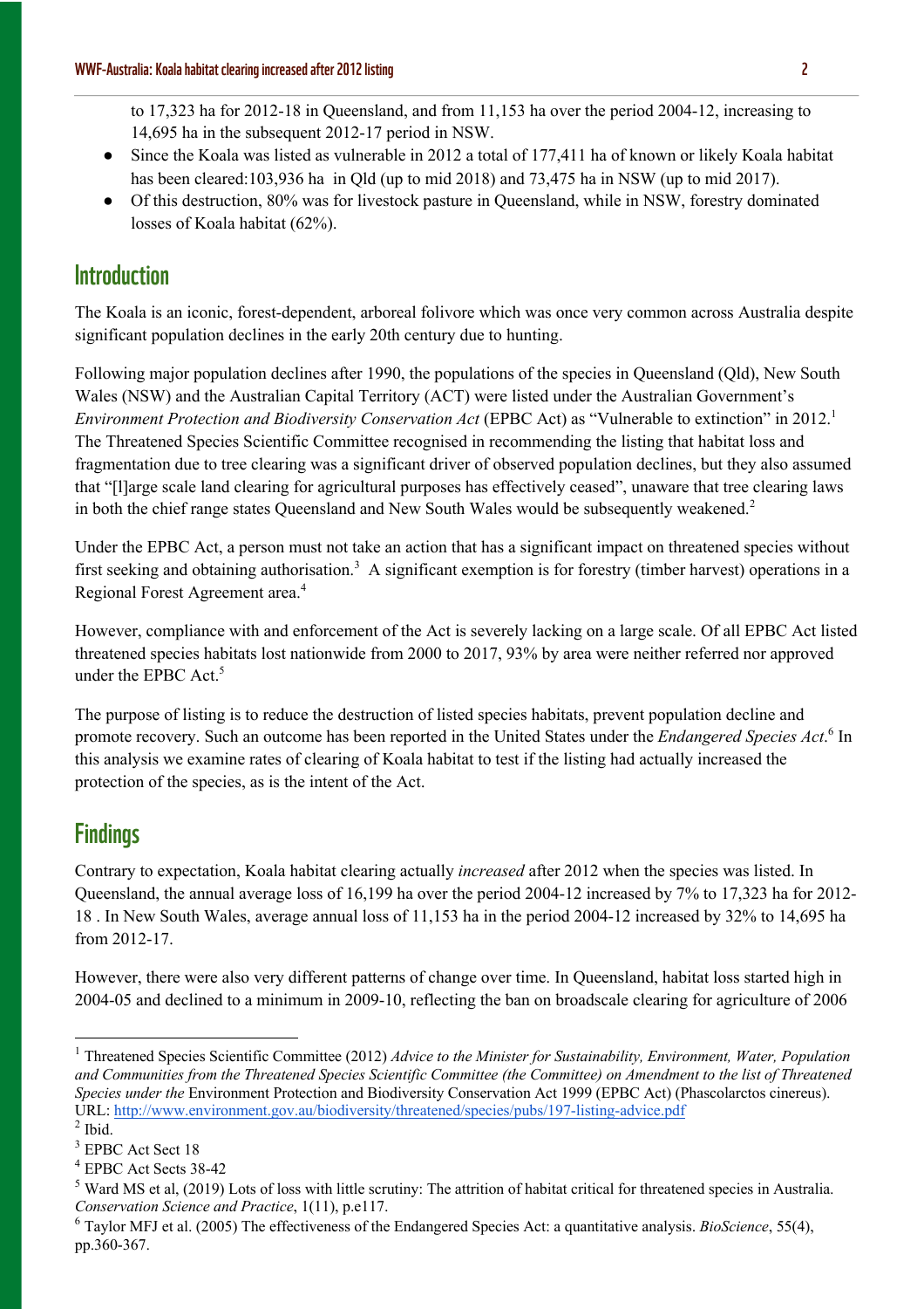to 17,323 ha for 2012-18 in Queensland, and from 11,153 ha over the period 2004-12, increasing to 14,695 ha in the subsequent 2012-17 period in NSW.

- Since the Koala was listed as vulnerable in 2012 a total of 177,411 ha of known or likely Koala habitat has been cleared:103,936 ha in Qld (up to mid 2018) and 73,475 ha in NSW (up to mid 2017).
- Of this destruction, 80% was for livestock pasture in Queensland, while in NSW, forestry dominated losses of Koala habitat (62%).

## Introduction

The Koala is an iconic, forest-dependent, arboreal folivore which was once very common across Australia despite significant population declines in the early 20th century due to hunting.

Following major population declines after 1990, the populations of the species in Queensland (Qld), New South Wales (NSW) and the Australian Capital Territory (ACT) were listed under the Australian Government's *Environment Protection and Biodiversity Conservation Act* (EPBC Act) as "Vulnerable to extinction" in 2012.[1] The Threatened Species Scientific Committee recognised in recommending the listing that habitat loss and fragmentation due to tree clearing was a significant driver of observed population declines, but they also assumed that "[l]arge scale land clearing for agricultural purposes has effectively ceased", unaware that tree clearing laws in both the chief range states Queensland and New South Wales would be subsequently weakened.[2]

Under the EPBC Act, a person must not take an action that has a significant impact on threatened species without first seeking and obtaining authorisation.[3] A significant exemption is for forestry (timber harvest) operations in a Regional Forest Agreement area.[4]

However, compliance with and enforcement of the Act is severely lacking on a large scale. Of all EPBC Act listed threatened species habitats lost nationwide from 2000 to 2017, 93% by area were neither referred nor approved under the EPBC Act.[5]

The purpose of listing is to reduce the destruction of listed species habitats, prevent population decline and promote recovery. Such an outcome has been reported in the United States under the *Endangered Species Act*.[6] In this analysis we examine rates of clearing of Koala habitat to test if the listing had actually increased the protection of the species, as is the intent of the Act.

## Findings

Contrary to expectation, Koala habitat clearing actually *increased* after 2012 when the species was listed. In Queensland, the annual average loss of 16,199 ha over the period 2004-12 increased by 7% to 17,323 ha for 2012-18 . In New South Wales, average annual loss of 11,153 ha in the period 2004-12 increased by 32% to 14,695 ha from 2012-17.

However, there were also very different patterns of change over time. In Queensland, habitat loss started high in 2004-05 and declined to a minimum in 2009-10, reflecting the ban on broadscale clearing for agriculture of 2006

---

[1] Threatened Species Scientific Committee (2012) *Advice to the Minister for Sustainability, Environment, Water, Population and Communities from the Threatened Species Scientific Committee (the Committee) on Amendment to the list of Threatened Species under the* Environment Protection and Biodiversity Conservation Act 1999 (EPBC Act) (Phascolarctos cinereus). URL: http://www.environment.gov.au/biodiversity/threatened/species/pubs/197-listing-advice.pdf

[2] Ibid.

[3] EPBC Act Sect 18

[4] EPBC Act Sects 38-42

[5] Ward MS et al, (2019) Lots of loss with little scrutiny: The attrition of habitat critical for threatened species in Australia. *Conservation Science and Practice*, 1(11), p.e117.

[6] Taylor MFJ et al. (2005) The effectiveness of the Endangered Species Act: a quantitative analysis. *BioScience*, 55(4), pp.360-367.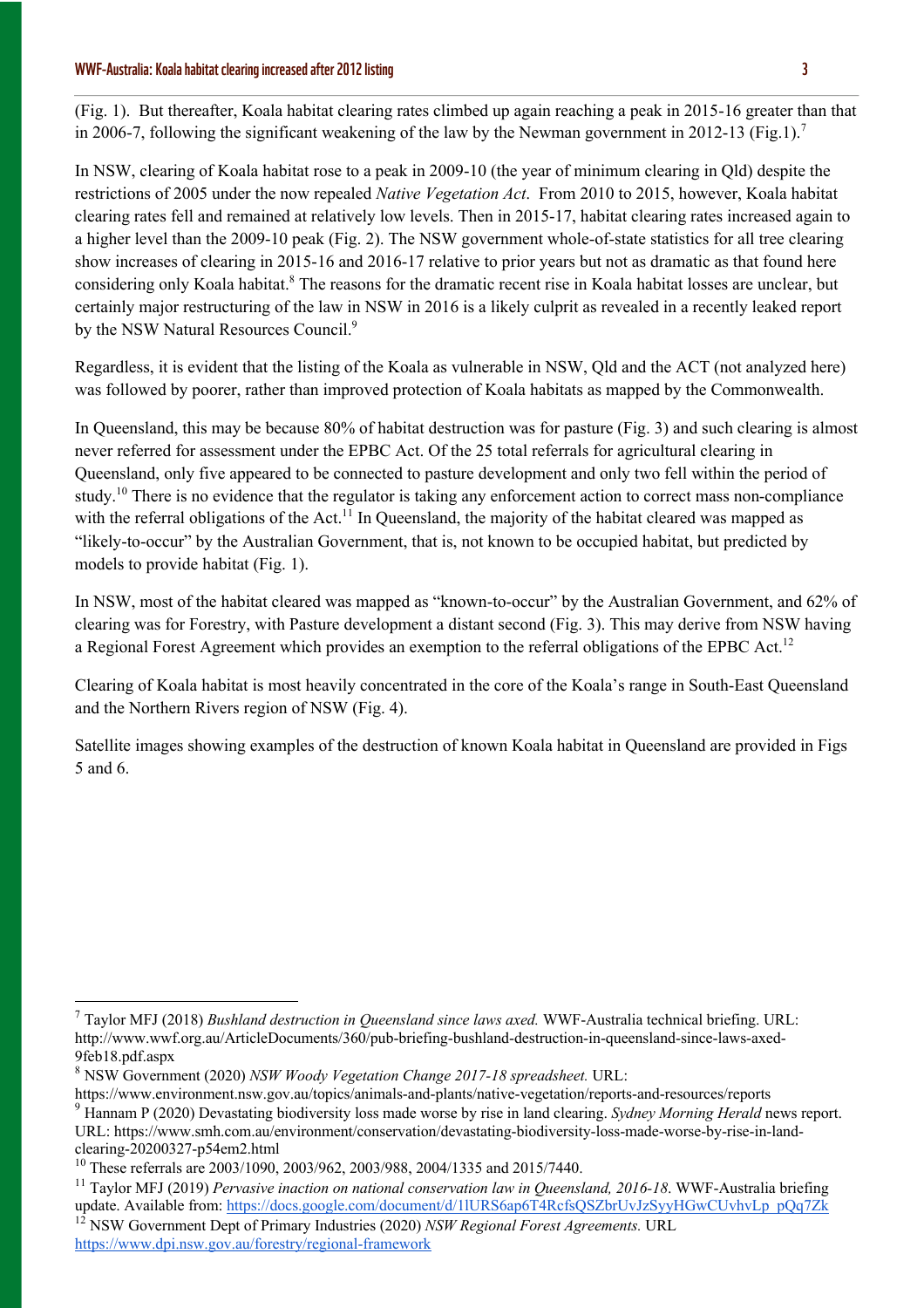(Fig. 1). But thereafter, Koala habitat clearing rates climbed up again reaching a peak in 2015-16 greater than that in 2006-7, following the significant weakening of the law by the Newman government in 2012-13 (Fig.1).[7]

In NSW, clearing of Koala habitat rose to a peak in 2009-10 (the year of minimum clearing in Qld) despite the restrictions of 2005 under the now repealed *Native Vegetation Act*. From 2010 to 2015, however, Koala habitat clearing rates fell and remained at relatively low levels. Then in 2015-17, habitat clearing rates increased again to a higher level than the 2009-10 peak (Fig. 2). The NSW government whole-of-state statistics for all tree clearing show increases of clearing in 2015-16 and 2016-17 relative to prior years but not as dramatic as that found here considering only Koala habitat.[8] The reasons for the dramatic recent rise in Koala habitat losses are unclear, but certainly major restructuring of the law in NSW in 2016 is a likely culprit as revealed in a recently leaked report by the NSW Natural Resources Council.[9]

Regardless, it is evident that the listing of the Koala as vulnerable in NSW, Qld and the ACT (not analyzed here) was followed by poorer, rather than improved protection of Koala habitats as mapped by the Commonwealth.

In Queensland, this may be because 80% of habitat destruction was for pasture (Fig. 3) and such clearing is almost never referred for assessment under the EPBC Act. Of the 25 total referrals for agricultural clearing in Queensland, only five appeared to be connected to pasture development and only two fell within the period of study.[10] There is no evidence that the regulator is taking any enforcement action to correct mass non-compliance with the referral obligations of the Act.[11] In Queensland, the majority of the habitat cleared was mapped as "likely-to-occur" by the Australian Government, that is, not known to be occupied habitat, but predicted by models to provide habitat (Fig. 1).

In NSW, most of the habitat cleared was mapped as "known-to-occur" by the Australian Government, and 62% of clearing was for Forestry, with Pasture development a distant second (Fig. 3). This may derive from NSW having a Regional Forest Agreement which provides an exemption to the referral obligations of the EPBC Act.[12]

Clearing of Koala habitat is most heavily concentrated in the core of the Koala's range in South-East Queensland and the Northern Rivers region of NSW (Fig. 4).

Satellite images showing examples of the destruction of known Koala habitat in Queensland are provided in Figs 5 and 6.

---

[7] Taylor MFJ (2018) *Bushland destruction in Queensland since laws axed.* WWF-Australia technical briefing. URL: http://www.wwf.org.au/ArticleDocuments/360/pub-briefing-bushland-destruction-in-queensland-since-laws-axed-9feb18.pdf.aspx

[8] NSW Government (2020) *NSW Woody Vegetation Change 2017-18 spreadsheet.* URL: https://www.environment.nsw.gov.au/topics/animals-and-plants/native-vegetation/reports-and-resources/reports

[9] Hannam P (2020) Devastating biodiversity loss made worse by rise in land clearing. *Sydney Morning Herald* news report. URL: https://www.smh.com.au/environment/conservation/devastating-biodiversity-loss-made-worse-by-rise-in-land-clearing-20200327-p54em2.html

[10] These referrals are 2003/1090, 2003/962, 2003/988, 2004/1335 and 2015/7440.

[11] Taylor MFJ (2019) *Pervasive inaction on national conservation law in Queensland, 2016-18*. WWF-Australia briefing update. Available from: https://docs.google.com/document/d/1lURS6ap6T4RcfsQSZbrUvJzSyyHGwCUvhvLp_pQq7Zk

[12] NSW Government Dept of Primary Industries (2020) *NSW Regional Forest Agreements.* URL https://www.dpi.nsw.gov.au/forestry/regional-framework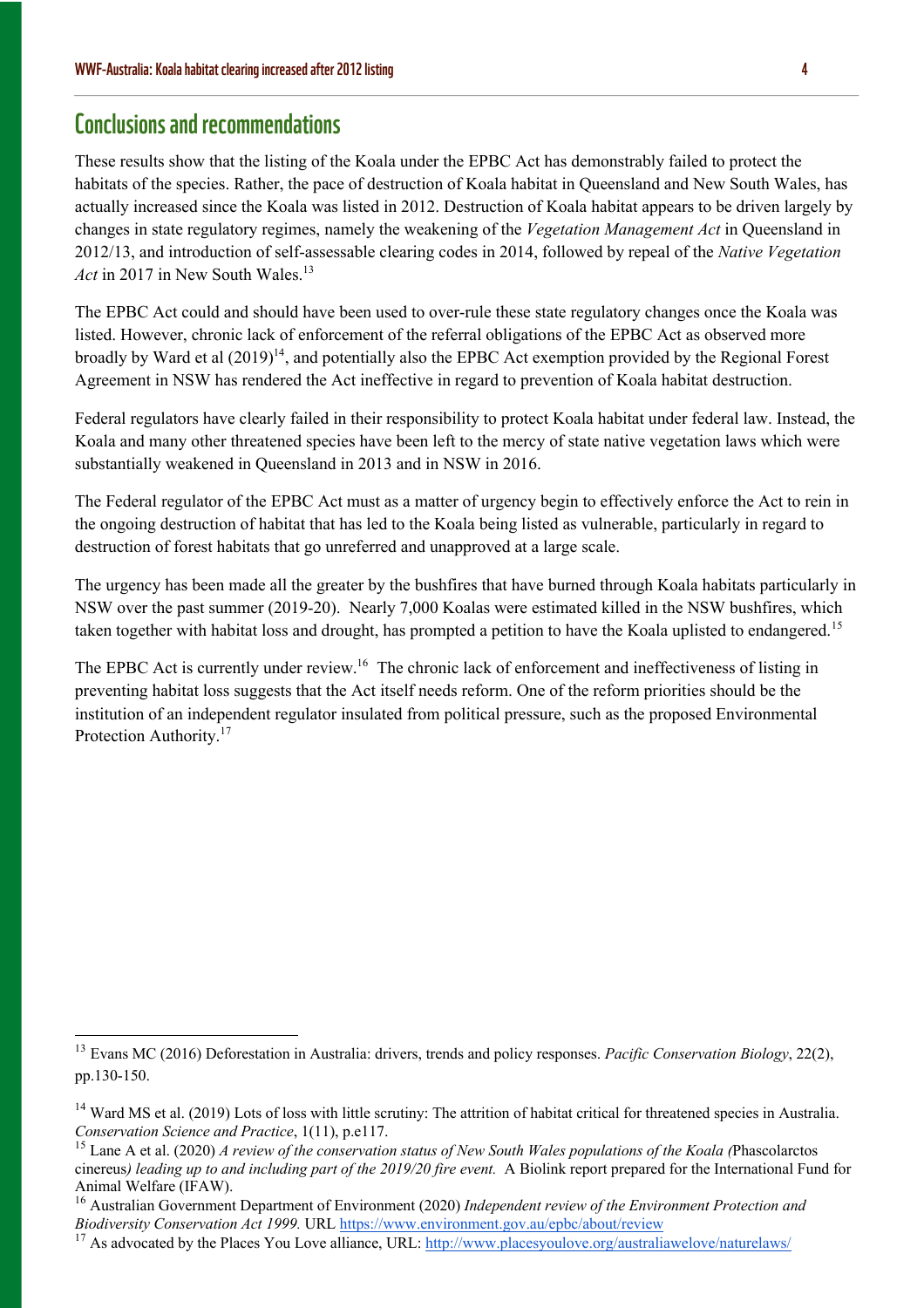## Conclusions and recommendations

These results show that the listing of the Koala under the EPBC Act has demonstrably failed to protect the habitats of the species. Rather, the pace of destruction of Koala habitat in Queensland and New South Wales, has actually increased since the Koala was listed in 2012. Destruction of Koala habitat appears to be driven largely by changes in state regulatory regimes, namely the weakening of the *Vegetation Management Act* in Queensland in 2012/13, and introduction of self-assessable clearing codes in 2014, followed by repeal of the *Native Vegetation Act* in 2017 in New South Wales.[13]

The EPBC Act could and should have been used to over-rule these state regulatory changes once the Koala was listed. However, chronic lack of enforcement of the referral obligations of the EPBC Act as observed more broadly by Ward et al (2019)[14], and potentially also the EPBC Act exemption provided by the Regional Forest Agreement in NSW has rendered the Act ineffective in regard to prevention of Koala habitat destruction.

Federal regulators have clearly failed in their responsibility to protect Koala habitat under federal law. Instead, the Koala and many other threatened species have been left to the mercy of state native vegetation laws which were substantially weakened in Queensland in 2013 and in NSW in 2016.

The Federal regulator of the EPBC Act must as a matter of urgency begin to effectively enforce the Act to rein in the ongoing destruction of habitat that has led to the Koala being listed as vulnerable, particularly in regard to destruction of forest habitats that go unreferred and unapproved at a large scale.

The urgency has been made all the greater by the bushfires that have burned through Koala habitats particularly in NSW over the past summer (2019-20). Nearly 7,000 Koalas were estimated killed in the NSW bushfires, which taken together with habitat loss and drought, has prompted a petition to have the Koala uplisted to endangered.[15]

The EPBC Act is currently under review.[16] The chronic lack of enforcement and ineffectiveness of listing in preventing habitat loss suggests that the Act itself needs reform. One of the reform priorities should be the institution of an independent regulator insulated from political pressure, such as the proposed Environmental Protection Authority.[17]

---

[13] Evans MC (2016) Deforestation in Australia: drivers, trends and policy responses. *Pacific Conservation Biology*, 22(2), pp.130-150.

[14] Ward MS et al. (2019) Lots of loss with little scrutiny: The attrition of habitat critical for threatened species in Australia. *Conservation Science and Practice*, 1(11), p.e117.

[15] Lane A et al. (2020) *A review of the conservation status of New South Wales populations of the Koala (*Phascolarctos cinereus*) leading up to and including part of the 2019/20 fire event.* A Biolink report prepared for the International Fund for Animal Welfare (IFAW).

[16] Australian Government Department of Environment (2020) *Independent review of the Environment Protection and Biodiversity Conservation Act 1999.* URL https://www.environment.gov.au/epbc/about/review

[17] As advocated by the Places You Love alliance, URL: http://www.placesyoulove.org/australiawelove/naturelaws/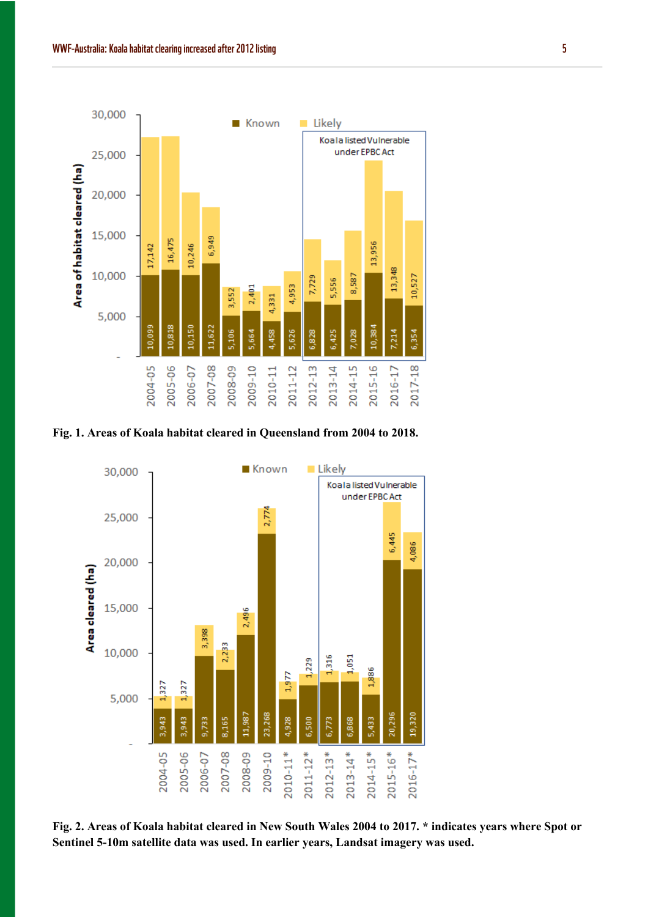| Year | Known (ha) | Likely (ha) |
|---|---|---|
| 2004-05 | 10,099 | 17,142 |
| 2005-06 | 10,818 | 16,475 |
| 2006-07 | 10,150 | 10,246 |
| 2007-08 | 11,622 | 6,949 |
| 2008-09 | 5,106 | 3,552 |
| 2009-10 | 5,664 | 2,401 |
| 2010-11 | 4,458 | 4,331 |
| 2011-12 | 5,626 | 4,953 |
| 2012-13 | 6,828 | 7,729 |
| 2013-14 | 6,425 | 5,556 |
| 2014-15 | 7,028 | 8,587 |
| 2015-16 | 10,384 | 13,956 |
| 2016-17 | 7,214 | 13,348 |
| 2017-18 | 6,354 | 10,527 |

Koala listed Vulnerable under EPBC Act (2012-13 to 2017-18)

**Fig. 1. Areas of Koala habitat cleared in Queensland from 2004 to 2018.**

| Year | Known (ha) | Likely (ha) |
|---|---|---|
| 2004-05 | 3,943 | 1,327 |
| 2005-06 | 3,943 | 1,327 |
| 2006-07 | 9,733 | 3,398 |
| 2007-08 | 8,165 | 2,233 |
| 2008-09 | 11,987 | 2,496 |
| 2009-10 | 23,268 | 2,774 |
| 2010-11* | 4,928 | 1,977 |
| 2011-12* | 6,500 | 1,229 |
| 2012-13* | 6,773 | 1,316 |
| 2013-14* | 6,868 | 1,051 |
| 2014-15* | 5,433 | 1,886 |
| 2015-16* | 20,296 | 6,445 |
| 2016-17* | 19,320 | 4,086 |

Koala listed Vulnerable under EPBC Act (2012-13* to 2016-17*)

**Fig. 2. Areas of Koala habitat cleared in New South Wales 2004 to 2017. * indicates years where Spot or Sentinel 5-10m satellite data was used. In earlier years, Landsat imagery was used.**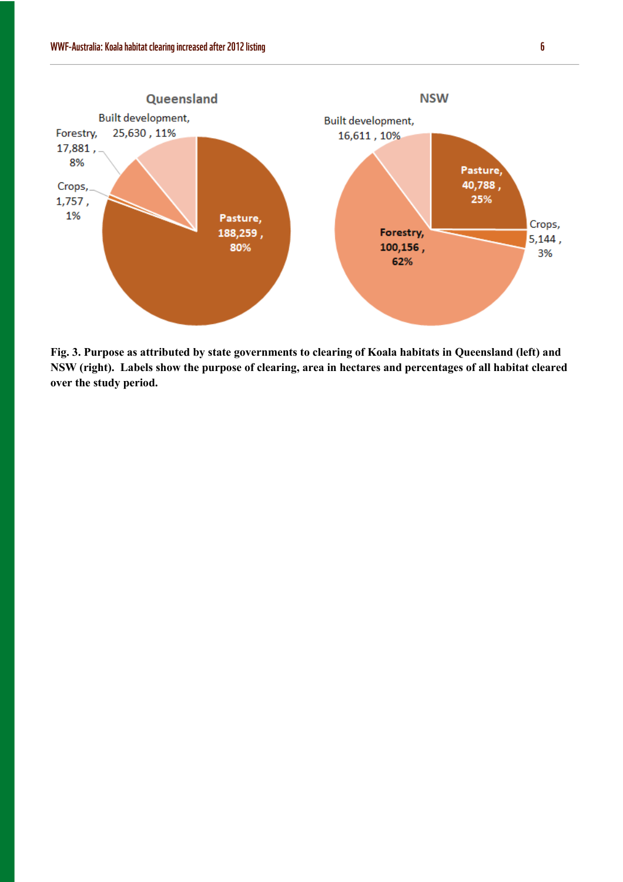**Queensland**

- Pasture, 188,259, 80%
- Built development, 25,630, 11%
- Forestry, 17,881, 8%
- Crops, 1,757, 1%

**NSW**

- Forestry, 100,156, 62%
- Pasture, 40,788, 25%
- Built development, 16,611, 10%
- Crops, 5,144, 3%

**Fig. 3. Purpose as attributed by state governments to clearing of Koala habitats in Queensland (left) and NSW (right). Labels show the purpose of clearing, area in hectares and percentages of all habitat cleared over the study period.**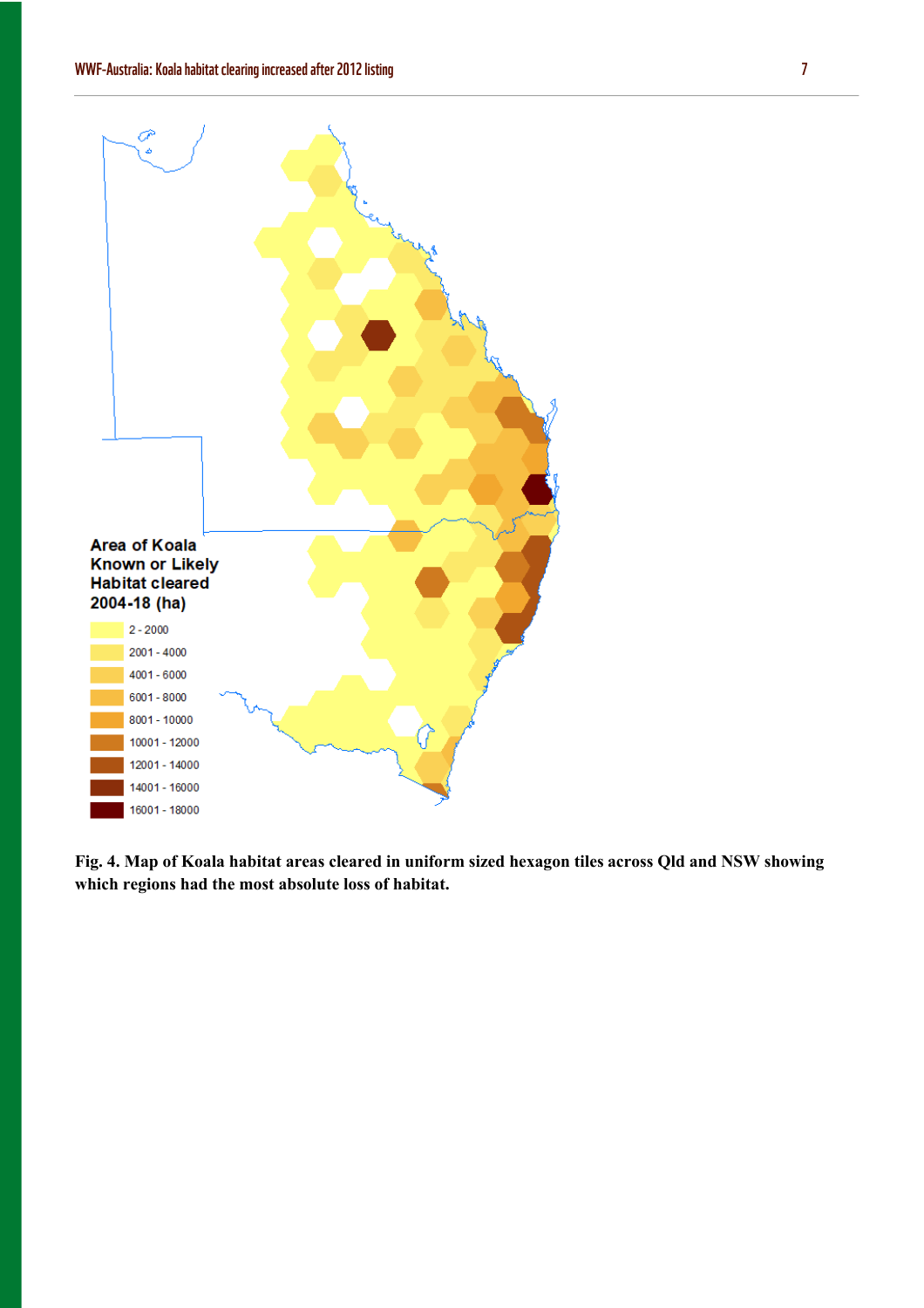**Fig. 4. Map of Koala habitat areas cleared in uniform sized hexagon tiles across Qld and NSW showing which regions had the most absolute loss of habitat.**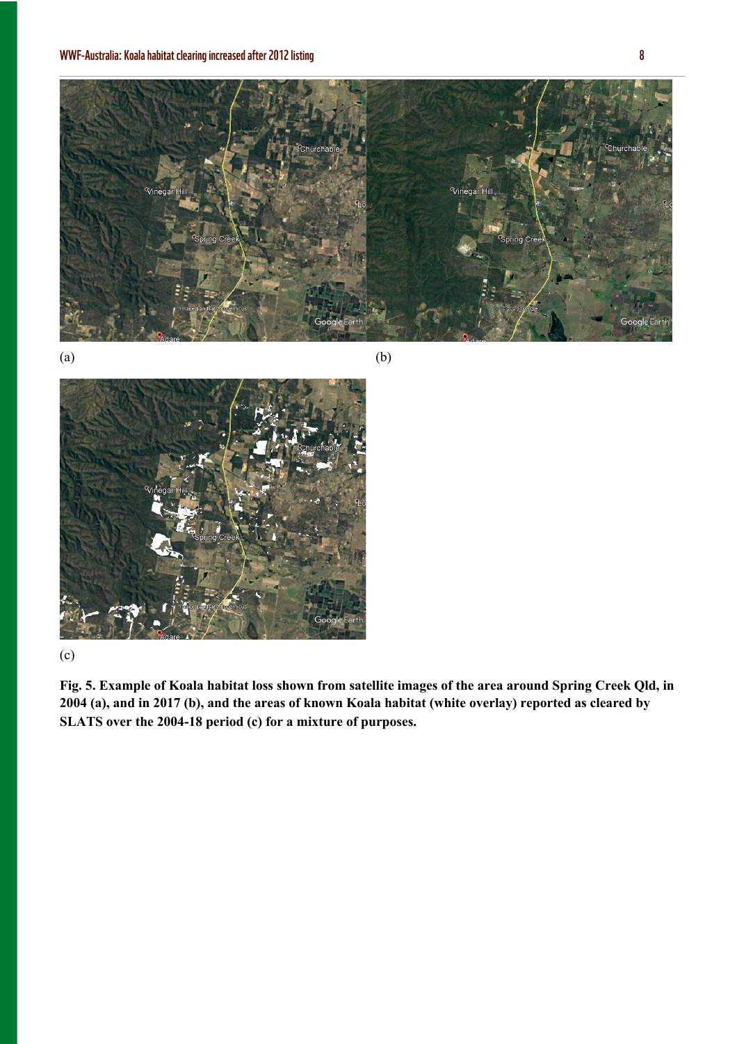(a)

(b)

(c)

**Fig. 5. Example of Koala habitat loss shown from satellite images of the area around Spring Creek Qld, in 2004 (a), and in 2017 (b), and the areas of known Koala habitat (white overlay) reported as cleared by SLATS over the 2004-18 period (c) for a mixture of purposes.**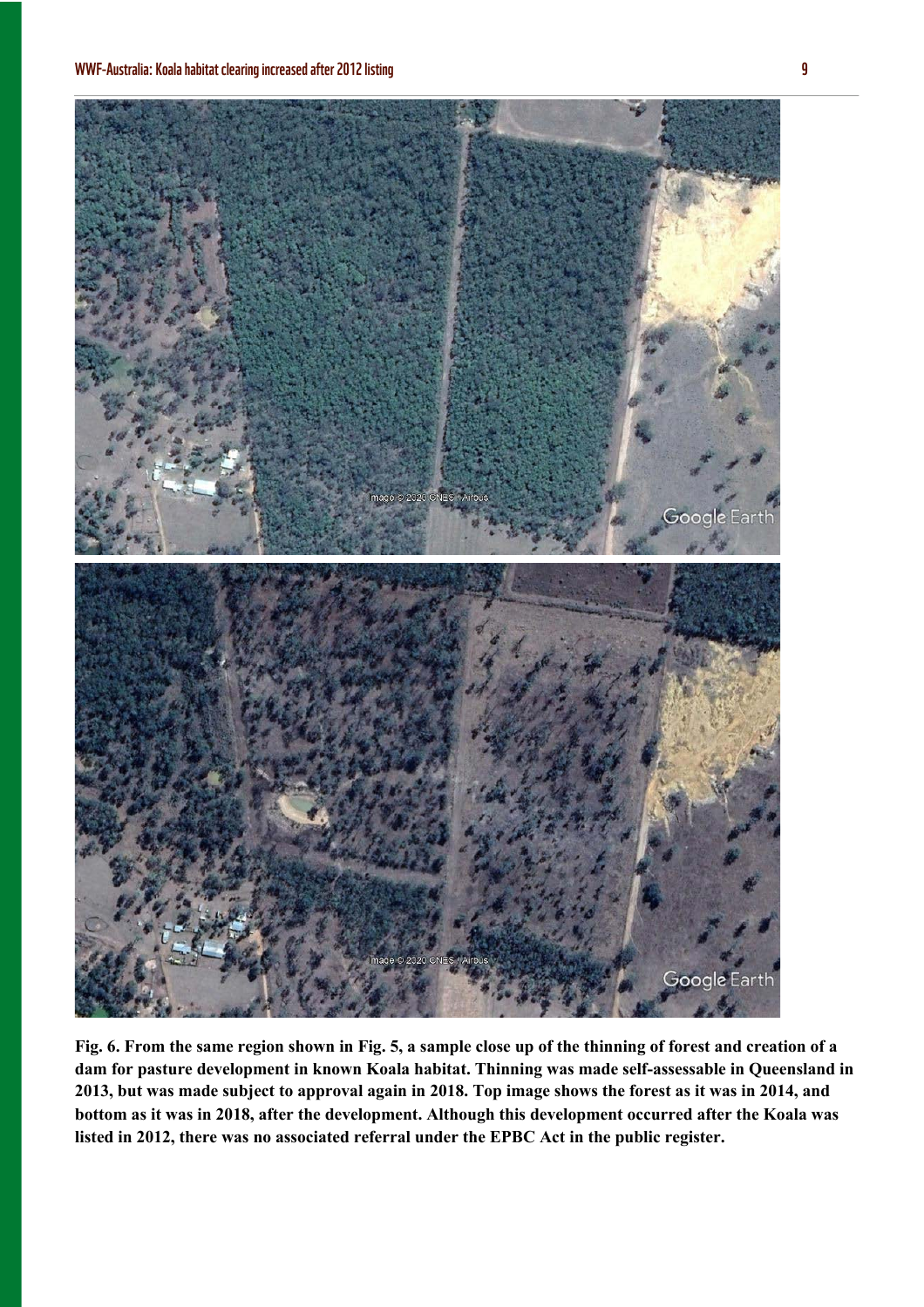**Fig. 6. From the same region shown in Fig. 5, a sample close up of the thinning of forest and creation of a dam for pasture development in known Koala habitat. Thinning was made self-assessable in Queensland in 2013, but was made subject to approval again in 2018. Top image shows the forest as it was in 2014, and bottom as it was in 2018, after the development. Although this development occurred after the Koala was listed in 2012, there was no associated referral under the EPBC Act in the public register.**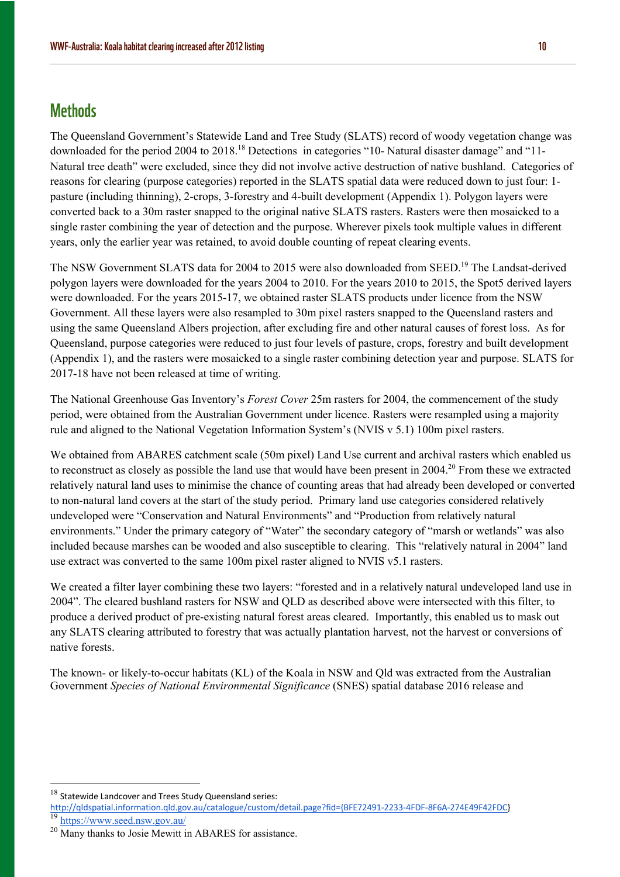## Methods

The Queensland Government's Statewide Land and Tree Study (SLATS) record of woody vegetation change was downloaded for the period 2004 to 2018.[18] Detections in categories "10- Natural disaster damage" and "11- Natural tree death" were excluded, since they did not involve active destruction of native bushland. Categories of reasons for clearing (purpose categories) reported in the SLATS spatial data were reduced down to just four: 1- pasture (including thinning), 2-crops, 3-forestry and 4-built development (Appendix 1). Polygon layers were converted back to a 30m raster snapped to the original native SLATS rasters. Rasters were then mosaicked to a single raster combining the year of detection and the purpose. Wherever pixels took multiple values in different years, only the earlier year was retained, to avoid double counting of repeat clearing events.

The NSW Government SLATS data for 2004 to 2015 were also downloaded from SEED.[19] The Landsat-derived polygon layers were downloaded for the years 2004 to 2010. For the years 2010 to 2015, the Spot5 derived layers were downloaded. For the years 2015-17, we obtained raster SLATS products under licence from the NSW Government. All these layers were also resampled to 30m pixel rasters snapped to the Queensland rasters and using the same Queensland Albers projection, after excluding fire and other natural causes of forest loss. As for Queensland, purpose categories were reduced to just four levels of pasture, crops, forestry and built development (Appendix 1), and the rasters were mosaicked to a single raster combining detection year and purpose. SLATS for 2017-18 have not been released at time of writing.

The National Greenhouse Gas Inventory's *Forest Cover* 25m rasters for 2004, the commencement of the study period, were obtained from the Australian Government under licence. Rasters were resampled using a majority rule and aligned to the National Vegetation Information System's (NVIS v 5.1) 100m pixel rasters.

We obtained from ABARES catchment scale (50m pixel) Land Use current and archival rasters which enabled us to reconstruct as closely as possible the land use that would have been present in 2004.[20] From these we extracted relatively natural land uses to minimise the chance of counting areas that had already been developed or converted to non-natural land covers at the start of the study period. Primary land use categories considered relatively undeveloped were "Conservation and Natural Environments" and "Production from relatively natural environments." Under the primary category of "Water" the secondary category of "marsh or wetlands" was also included because marshes can be wooded and also susceptible to clearing. This "relatively natural in 2004" land use extract was converted to the same 100m pixel raster aligned to NVIS v5.1 rasters.

We created a filter layer combining these two layers: "forested and in a relatively natural undeveloped land use in 2004". The cleared bushland rasters for NSW and QLD as described above were intersected with this filter, to produce a derived product of pre-existing natural forest areas cleared. Importantly, this enabled us to mask out any SLATS clearing attributed to forestry that was actually plantation harvest, not the harvest or conversions of native forests.

The known- or likely-to-occur habitats (KL) of the Koala in NSW and Qld was extracted from the Australian Government *Species of National Environmental Significance* (SNES) spatial database 2016 release and

---

[18] Statewide Landcover and Trees Study Queensland series: http://qldspatial.information.qld.gov.au/catalogue/custom/detail.page?fid={BFE72491-2233-4FDF-8F6A-274E49F42FDC}

[19] https://www.seed.nsw.gov.au/

[20] Many thanks to Josie Mewitt in ABARES for assistance.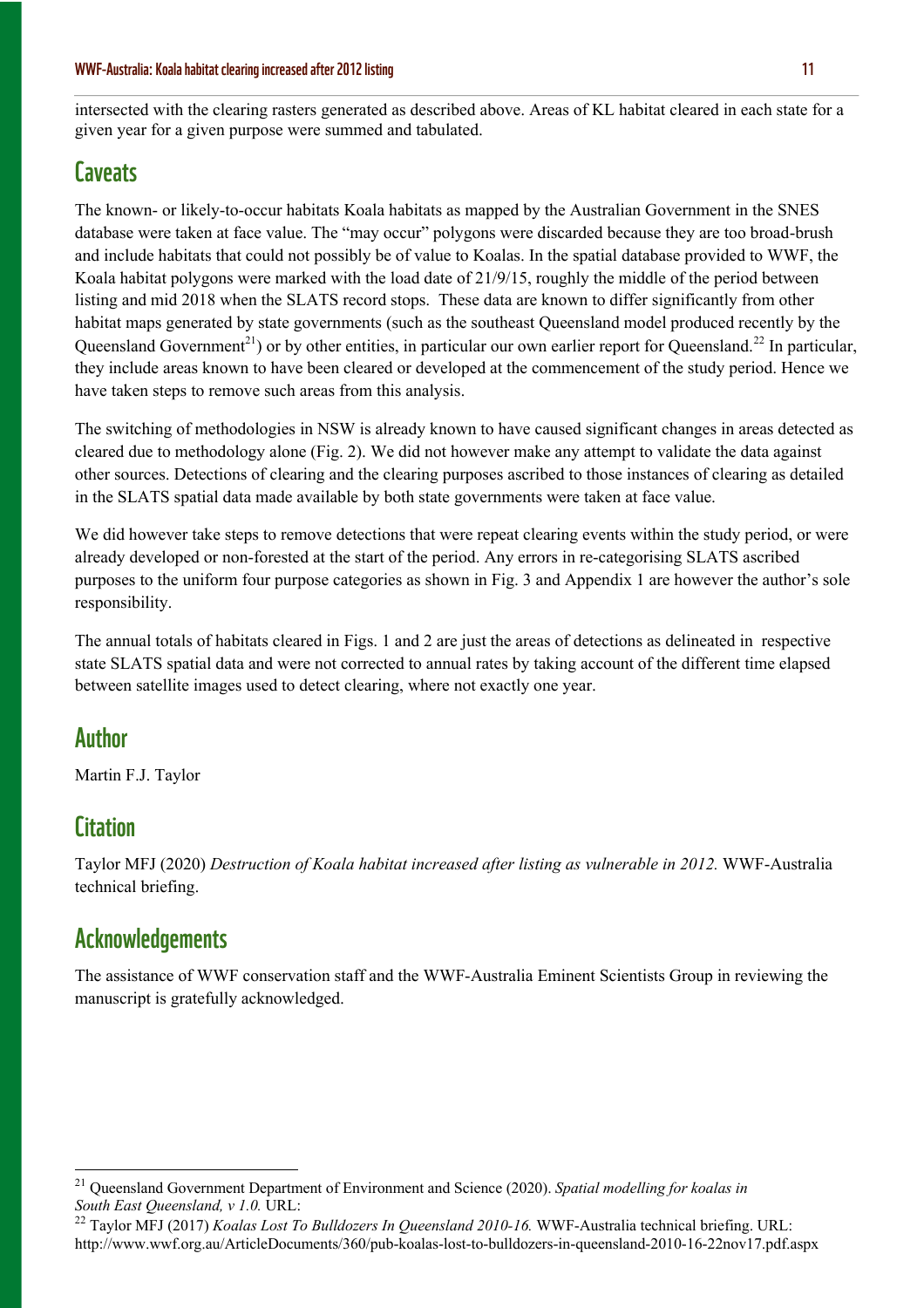intersected with the clearing rasters generated as described above. Areas of KL habitat cleared in each state for a given year for a given purpose were summed and tabulated.

## Caveats

The known- or likely-to-occur habitats Koala habitats as mapped by the Australian Government in the SNES database were taken at face value. The "may occur" polygons were discarded because they are too broad-brush and include habitats that could not possibly be of value to Koalas. In the spatial database provided to WWF, the Koala habitat polygons were marked with the load date of 21/9/15, roughly the middle of the period between listing and mid 2018 when the SLATS record stops. These data are known to differ significantly from other habitat maps generated by state governments (such as the southeast Queensland model produced recently by the Queensland Government[21]) or by other entities, in particular our own earlier report for Queensland.[22] In particular, they include areas known to have been cleared or developed at the commencement of the study period. Hence we have taken steps to remove such areas from this analysis.

The switching of methodologies in NSW is already known to have caused significant changes in areas detected as cleared due to methodology alone (Fig. 2). We did not however make any attempt to validate the data against other sources. Detections of clearing and the clearing purposes ascribed to those instances of clearing as detailed in the SLATS spatial data made available by both state governments were taken at face value.

We did however take steps to remove detections that were repeat clearing events within the study period, or were already developed or non-forested at the start of the period. Any errors in re-categorising SLATS ascribed purposes to the uniform four purpose categories as shown in Fig. 3 and Appendix 1 are however the author's sole responsibility.

The annual totals of habitats cleared in Figs. 1 and 2 are just the areas of detections as delineated in respective state SLATS spatial data and were not corrected to annual rates by taking account of the different time elapsed between satellite images used to detect clearing, where not exactly one year.

## Author

Martin F.J. Taylor

## Citation

Taylor MFJ (2020) *Destruction of Koala habitat increased after listing as vulnerable in 2012.* WWF-Australia technical briefing.

## Acknowledgements

The assistance of WWF conservation staff and the WWF-Australia Eminent Scientists Group in reviewing the manuscript is gratefully acknowledged.

---

[21] Queensland Government Department of Environment and Science (2020). *Spatial modelling for koalas in South East Queensland, v 1.0.* URL:

[22] Taylor MFJ (2017) *Koalas Lost To Bulldozers In Queensland 2010-16.* WWF-Australia technical briefing. URL: http://www.wwf.org.au/ArticleDocuments/360/pub-koalas-lost-to-bulldozers-in-queensland-2010-16-22nov17.pdf.aspx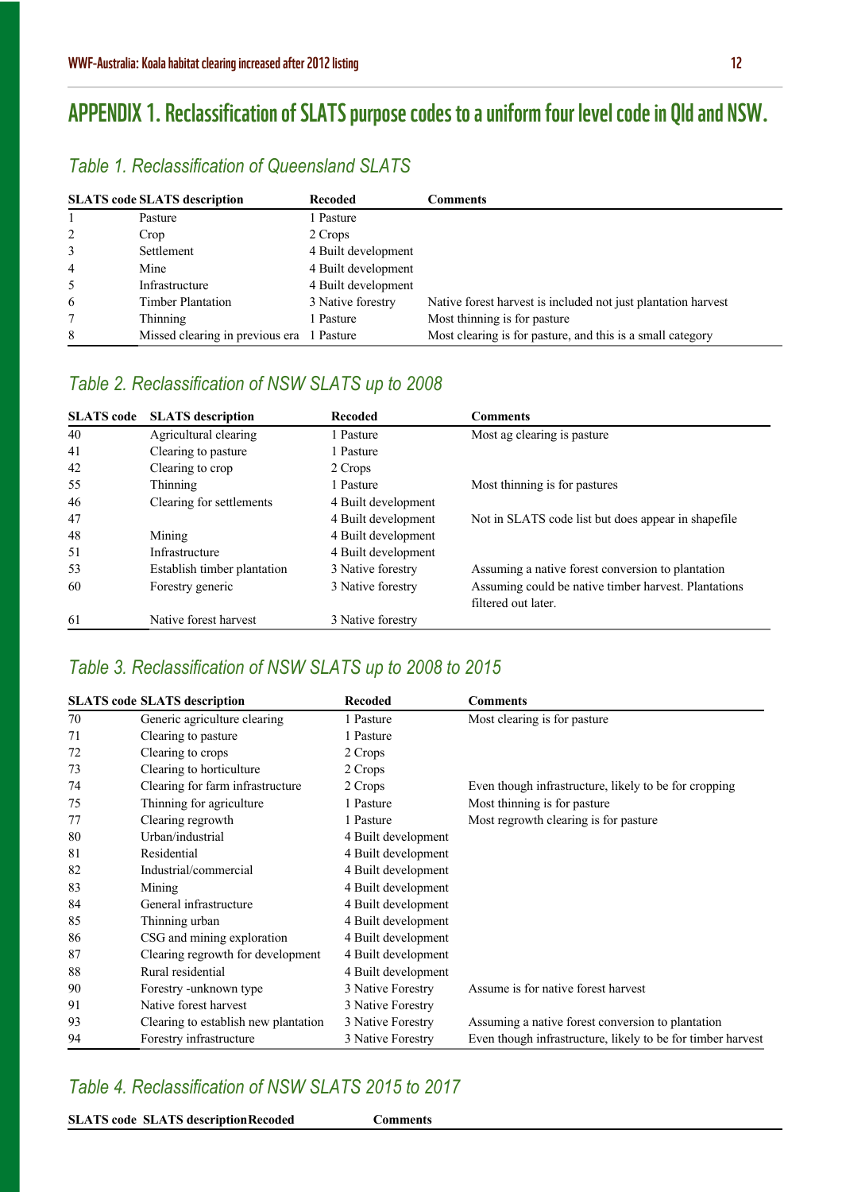# APPENDIX 1. Reclassification of SLATS purpose codes to a uniform four level code in Qld and NSW.

## *Table 1. Reclassification of Queensland SLATS*

| SLATS code | SLATS description | Recoded | Comments |
|---|---|---|---|
| 1 | Pasture | 1 Pasture | |
| 2 | Crop | 2 Crops | |
| 3 | Settlement | 4 Built development | |
| 4 | Mine | 4 Built development | |
| 5 | Infrastructure | 4 Built development | |
| 6 | Timber Plantation | 3 Native forestry | Native forest harvest is included not just plantation harvest |
| 7 | Thinning | 1 Pasture | Most thinning is for pasture |
| 8 | Missed clearing in previous era | 1 Pasture | Most clearing is for pasture, and this is a small category |

## *Table 2. Reclassification of NSW SLATS up to 2008*

| SLATS code | SLATS description | Recoded | Comments |
|---|---|---|---|
| 40 | Agricultural clearing | 1 Pasture | Most ag clearing is pasture |
| 41 | Clearing to pasture | 1 Pasture | |
| 42 | Clearing to crop | 2 Crops | |
| 55 | Thinning | 1 Pasture | Most thinning is for pastures |
| 46 | Clearing for settlements | 4 Built development | |
| 47 | | 4 Built development | Not in SLATS code list but does appear in shapefile |
| 48 | Mining | 4 Built development | |
| 51 | Infrastructure | 4 Built development | |
| 53 | Establish timber plantation | 3 Native forestry | Assuming a native forest conversion to plantation |
| 60 | Forestry generic | 3 Native forestry | Assuming could be native timber harvest. Plantations filtered out later. |
| 61 | Native forest harvest | 3 Native forestry | |

## *Table 3. Reclassification of NSW SLATS up to 2008 to 2015*

| SLATS code | SLATS description | Recoded | Comments |
|---|---|---|---|
| 70 | Generic agriculture clearing | 1 Pasture | Most clearing is for pasture |
| 71 | Clearing to pasture | 1 Pasture | |
| 72 | Clearing to crops | 2 Crops | |
| 73 | Clearing to horticulture | 2 Crops | |
| 74 | Clearing for farm infrastructure | 2 Crops | Even though infrastructure, likely to be for cropping |
| 75 | Thinning for agriculture | 1 Pasture | Most thinning is for pasture |
| 77 | Clearing regrowth | 1 Pasture | Most regrowth clearing is for pasture |
| 80 | Urban/industrial | 4 Built development | |
| 81 | Residential | 4 Built development | |
| 82 | Industrial/commercial | 4 Built development | |
| 83 | Mining | 4 Built development | |
| 84 | General infrastructure | 4 Built development | |
| 85 | Thinning urban | 4 Built development | |
| 86 | CSG and mining exploration | 4 Built development | |
| 87 | Clearing regrowth for development | 4 Built development | |
| 88 | Rural residential | 4 Built development | |
| 90 | Forestry -unknown type | 3 Native Forestry | Assume is for native forest harvest |
| 91 | Native forest harvest | 3 Native Forestry | |
| 93 | Clearing to establish new plantation | 3 Native Forestry | Assuming a native forest conversion to plantation |
| 94 | Forestry infrastructure | 3 Native Forestry | Even though infrastructure, likely to be for timber harvest |

## *Table 4. Reclassification of NSW SLATS 2015 to 2017*

| SLATS code | SLATS description | Recoded | Comments |
|---|---|---|---|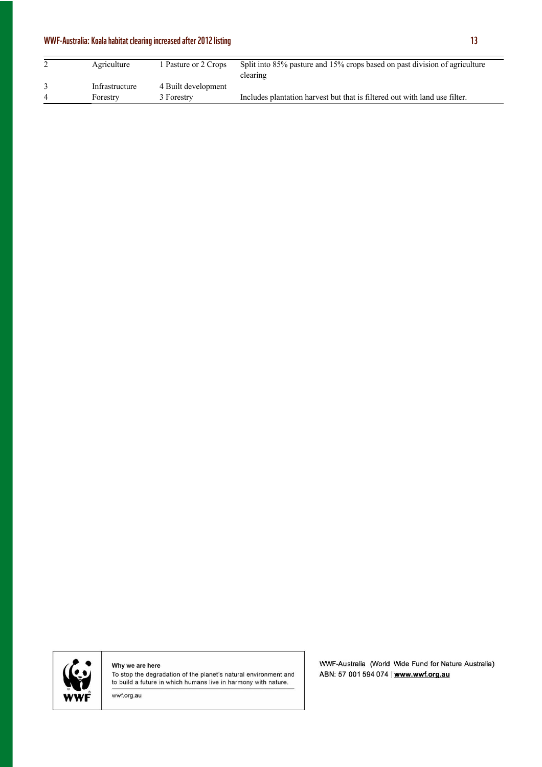| | | | |
|---|---|---|---|
| 2 | Agriculture | 1 Pasture or 2 Crops | Split into 85% pasture and 15% crops based on past division of agriculture clearing |
| 3 | Infrastructure | 4 Built development | |
| 4 | Forestry | 3 Forestry | Includes plantation harvest but that is filtered out with land use filter. |

**Why we are here**
To stop the degradation of the planet's natural environment and to build a future in which humans live in harmony with nature.

wwf.org.au

WWF-Australia (World Wide Fund for Nature Australia)
ABN: 57 001 594 074 | **www.wwf.org.au**